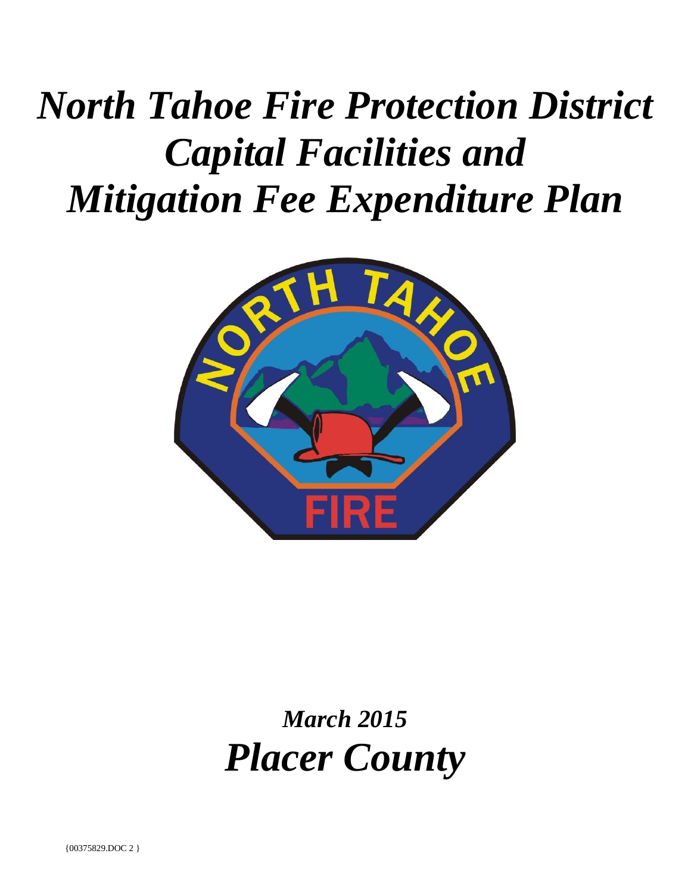# *North Tahoe Fire Protection District Capital Facilities and Mitigation Fee Expenditure Plan*

## *March 2015*

# *Placer County*

{00375829.DOC 2 }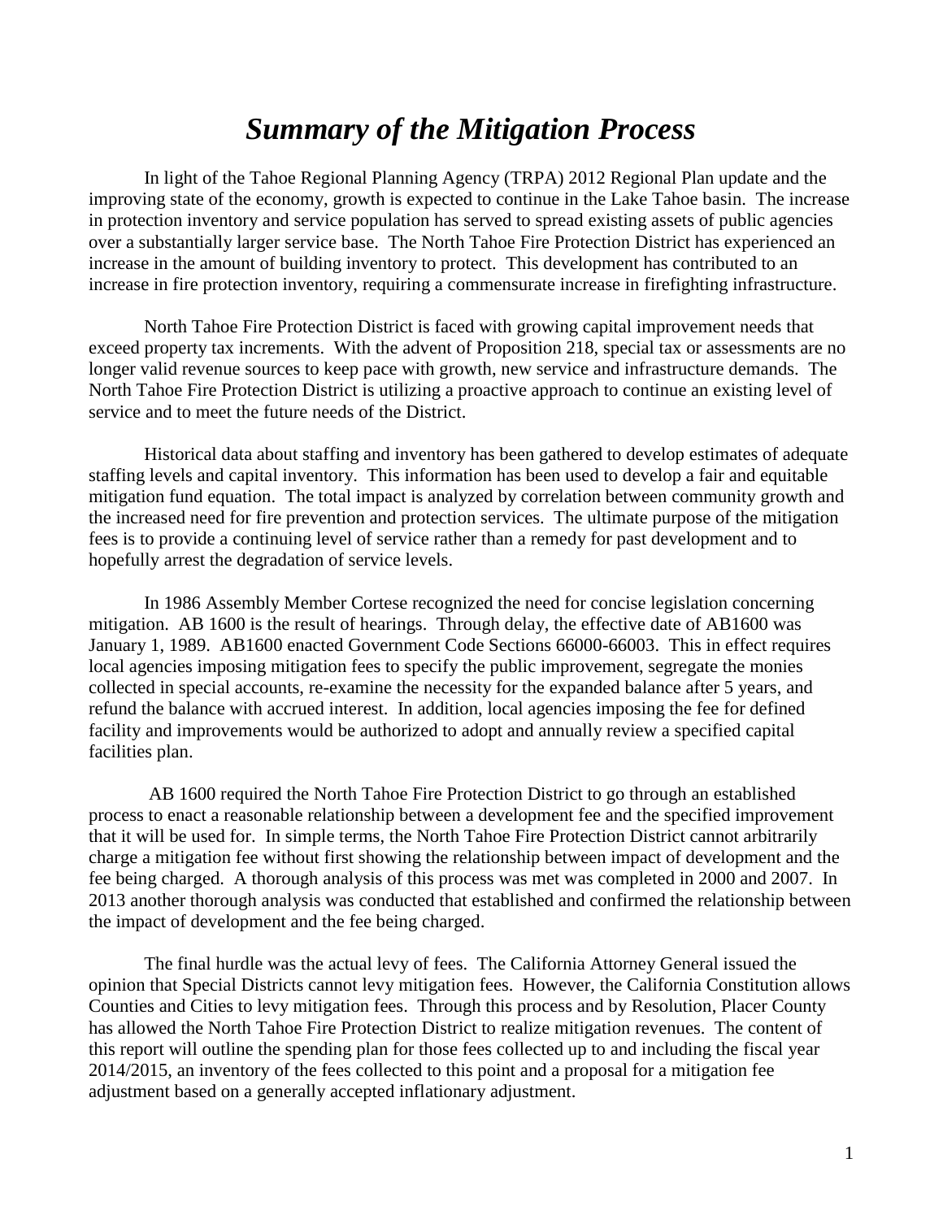# *Summary of the Mitigation Process*

In light of the Tahoe Regional Planning Agency (TRPA) 2012 Regional Plan update and the improving state of the economy, growth is expected to continue in the Lake Tahoe basin. The increase in protection inventory and service population has served to spread existing assets of public agencies over a substantially larger service base. The North Tahoe Fire Protection District has experienced an increase in the amount of building inventory to protect. This development has contributed to an increase in fire protection inventory, requiring a commensurate increase in firefighting infrastructure.

North Tahoe Fire Protection District is faced with growing capital improvement needs that exceed property tax increments. With the advent of Proposition 218, special tax or assessments are no longer valid revenue sources to keep pace with growth, new service and infrastructure demands. The North Tahoe Fire Protection District is utilizing a proactive approach to continue an existing level of service and to meet the future needs of the District.

Historical data about staffing and inventory has been gathered to develop estimates of adequate staffing levels and capital inventory. This information has been used to develop a fair and equitable mitigation fund equation. The total impact is analyzed by correlation between community growth and the increased need for fire prevention and protection services. The ultimate purpose of the mitigation fees is to provide a continuing level of service rather than a remedy for past development and to hopefully arrest the degradation of service levels.

In 1986 Assembly Member Cortese recognized the need for concise legislation concerning mitigation. AB 1600 is the result of hearings. Through delay, the effective date of AB1600 was January 1, 1989. AB1600 enacted Government Code Sections 66000-66003. This in effect requires local agencies imposing mitigation fees to specify the public improvement, segregate the monies collected in special accounts, re-examine the necessity for the expanded balance after 5 years, and refund the balance with accrued interest. In addition, local agencies imposing the fee for defined facility and improvements would be authorized to adopt and annually review a specified capital facilities plan.

AB 1600 required the North Tahoe Fire Protection District to go through an established process to enact a reasonable relationship between a development fee and the specified improvement that it will be used for. In simple terms, the North Tahoe Fire Protection District cannot arbitrarily charge a mitigation fee without first showing the relationship between impact of development and the fee being charged. A thorough analysis of this process was met was completed in 2000 and 2007. In 2013 another thorough analysis was conducted that established and confirmed the relationship between the impact of development and the fee being charged.

The final hurdle was the actual levy of fees. The California Attorney General issued the opinion that Special Districts cannot levy mitigation fees. However, the California Constitution allows Counties and Cities to levy mitigation fees. Through this process and by Resolution, Placer County has allowed the North Tahoe Fire Protection District to realize mitigation revenues. The content of this report will outline the spending plan for those fees collected up to and including the fiscal year 2014/2015, an inventory of the fees collected to this point and a proposal for a mitigation fee adjustment based on a generally accepted inflationary adjustment.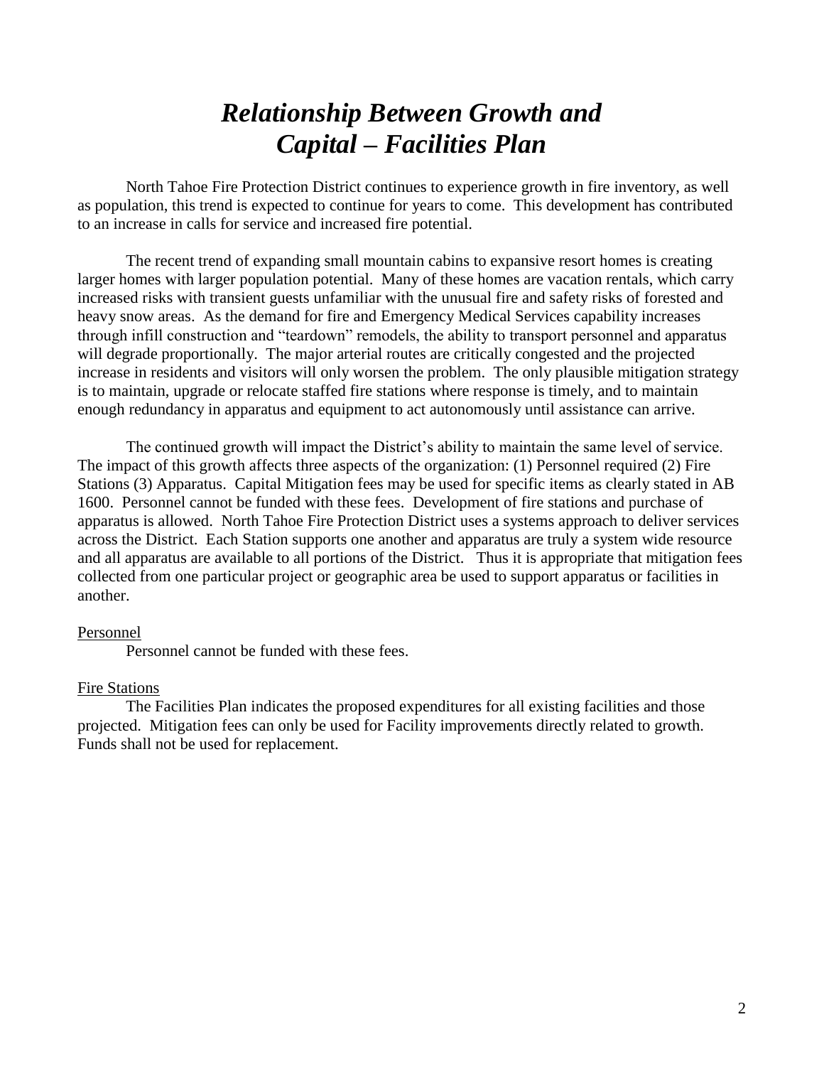# *Relationship Between Growth and Capital – Facilities Plan*

North Tahoe Fire Protection District continues to experience growth in fire inventory, as well as population, this trend is expected to continue for years to come. This development has contributed to an increase in calls for service and increased fire potential.

The recent trend of expanding small mountain cabins to expansive resort homes is creating larger homes with larger population potential. Many of these homes are vacation rentals, which carry increased risks with transient guests unfamiliar with the unusual fire and safety risks of forested and heavy snow areas. As the demand for fire and Emergency Medical Services capability increases through infill construction and "teardown" remodels, the ability to transport personnel and apparatus will degrade proportionally. The major arterial routes are critically congested and the projected increase in residents and visitors will only worsen the problem. The only plausible mitigation strategy is to maintain, upgrade or relocate staffed fire stations where response is timely, and to maintain enough redundancy in apparatus and equipment to act autonomously until assistance can arrive.

The continued growth will impact the District's ability to maintain the same level of service. The impact of this growth affects three aspects of the organization: (1) Personnel required (2) Fire Stations (3) Apparatus. Capital Mitigation fees may be used for specific items as clearly stated in AB 1600. Personnel cannot be funded with these fees. Development of fire stations and purchase of apparatus is allowed. North Tahoe Fire Protection District uses a systems approach to deliver services across the District. Each Station supports one another and apparatus are truly a system wide resource and all apparatus are available to all portions of the District. Thus it is appropriate that mitigation fees collected from one particular project or geographic area be used to support apparatus or facilities in another.

<u>Personnel</u>

Personnel cannot be funded with these fees.

<u>Fire Stations</u>

The Facilities Plan indicates the proposed expenditures for all existing facilities and those projected. Mitigation fees can only be used for Facility improvements directly related to growth. Funds shall not be used for replacement.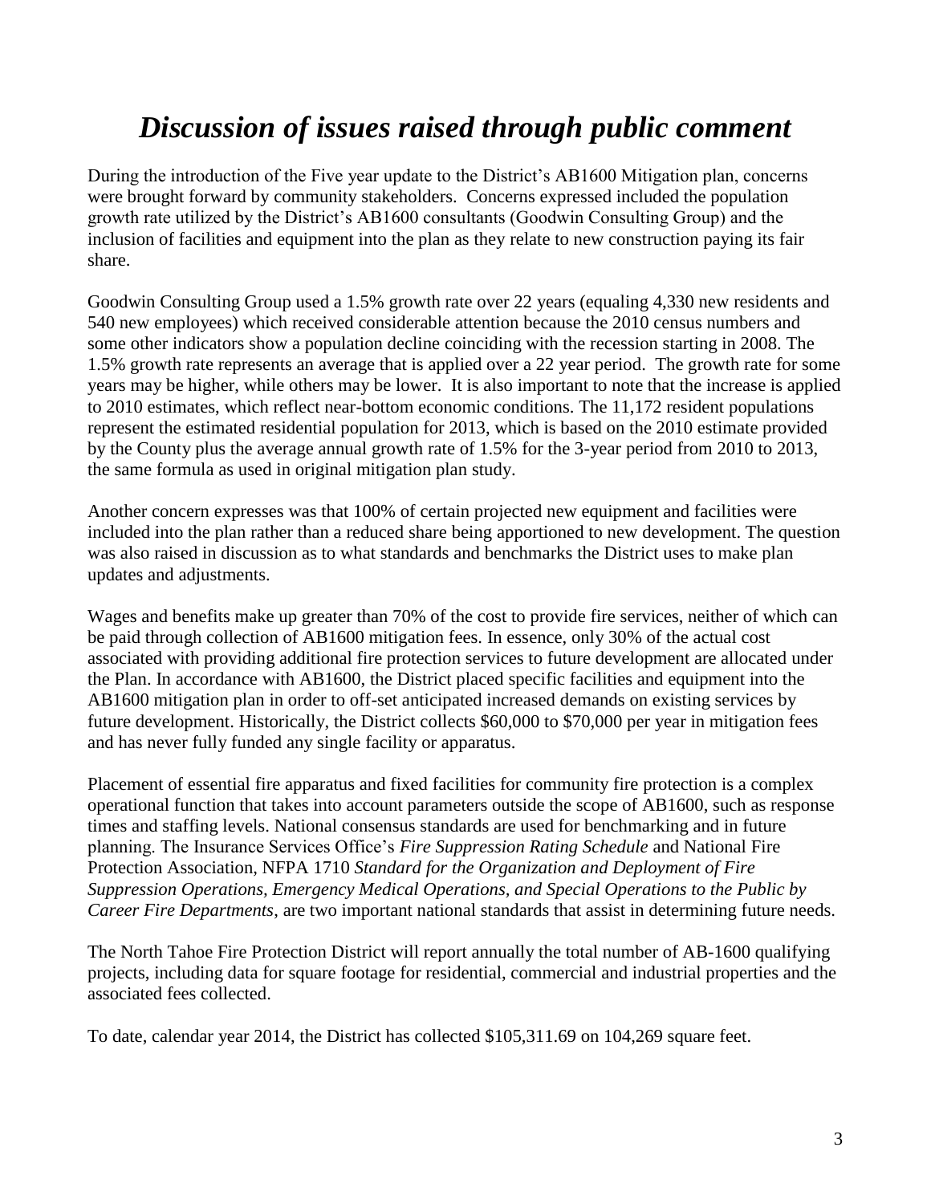# *Discussion of issues raised through public comment*

During the introduction of the Five year update to the District's AB1600 Mitigation plan, concerns were brought forward by community stakeholders. Concerns expressed included the population growth rate utilized by the District's AB1600 consultants (Goodwin Consulting Group) and the inclusion of facilities and equipment into the plan as they relate to new construction paying its fair share.

Goodwin Consulting Group used a 1.5% growth rate over 22 years (equaling 4,330 new residents and 540 new employees) which received considerable attention because the 2010 census numbers and some other indicators show a population decline coinciding with the recession starting in 2008. The 1.5% growth rate represents an average that is applied over a 22 year period. The growth rate for some years may be higher, while others may be lower. It is also important to note that the increase is applied to 2010 estimates, which reflect near-bottom economic conditions. The 11,172 resident populations represent the estimated residential population for 2013, which is based on the 2010 estimate provided by the County plus the average annual growth rate of 1.5% for the 3-year period from 2010 to 2013, the same formula as used in original mitigation plan study.

Another concern expresses was that 100% of certain projected new equipment and facilities were included into the plan rather than a reduced share being apportioned to new development. The question was also raised in discussion as to what standards and benchmarks the District uses to make plan updates and adjustments.

Wages and benefits make up greater than 70% of the cost to provide fire services, neither of which can be paid through collection of AB1600 mitigation fees. In essence, only 30% of the actual cost associated with providing additional fire protection services to future development are allocated under the Plan. In accordance with AB1600, the District placed specific facilities and equipment into the AB1600 mitigation plan in order to off-set anticipated increased demands on existing services by future development. Historically, the District collects \$60,000 to \$70,000 per year in mitigation fees and has never fully funded any single facility or apparatus.

Placement of essential fire apparatus and fixed facilities for community fire protection is a complex operational function that takes into account parameters outside the scope of AB1600, such as response times and staffing levels. National consensus standards are used for benchmarking and in future planning. The Insurance Services Office's *Fire Suppression Rating Schedule* and National Fire Protection Association, NFPA 1710 *Standard for the Organization and Deployment of Fire Suppression Operations, Emergency Medical Operations, and Special Operations to the Public by Career Fire Departments*, are two important national standards that assist in determining future needs.

The North Tahoe Fire Protection District will report annually the total number of AB-1600 qualifying projects, including data for square footage for residential, commercial and industrial properties and the associated fees collected.

To date, calendar year 2014, the District has collected \$105,311.69 on 104,269 square feet.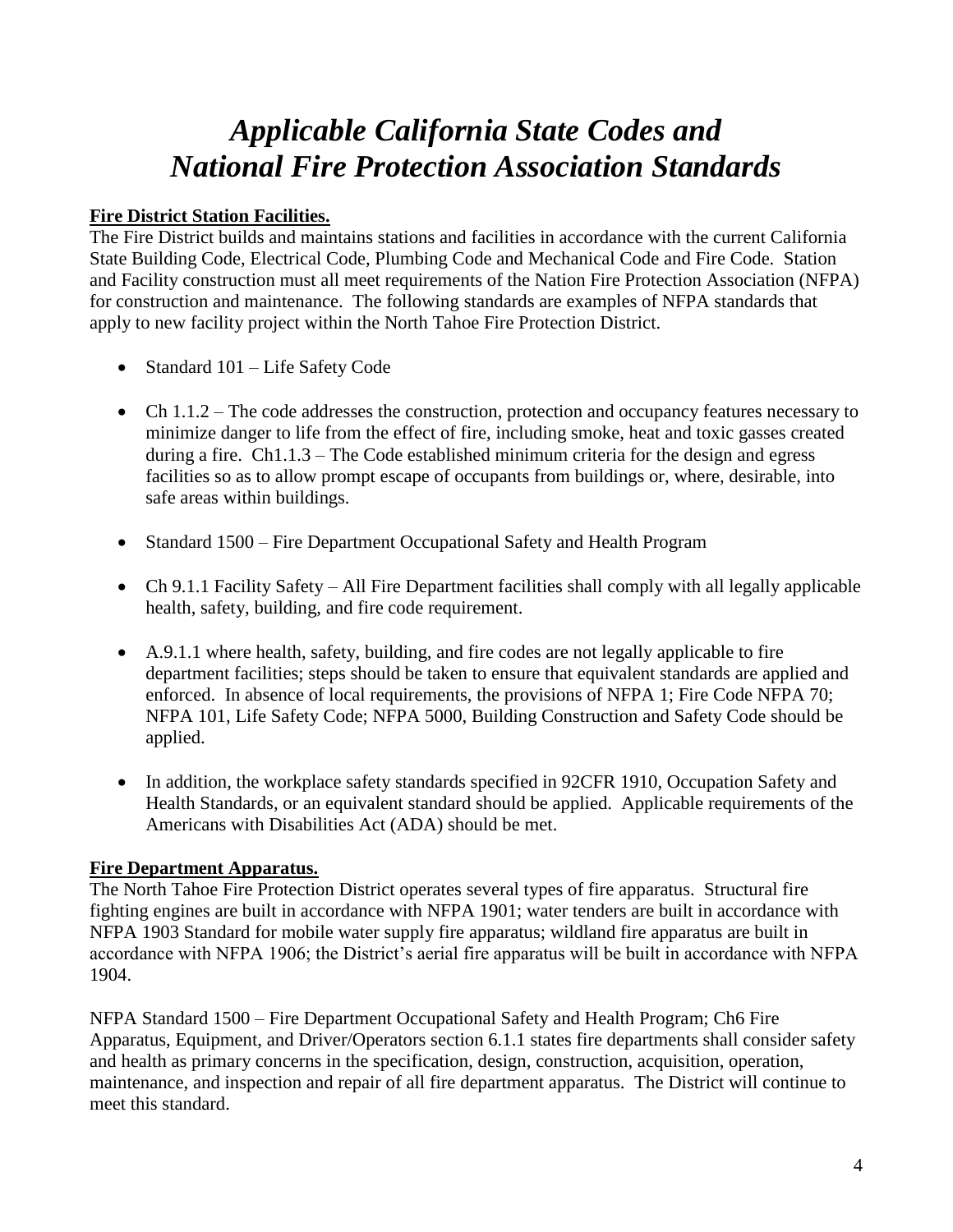# *Applicable California State Codes and National Fire Protection Association Standards*

**Fire District Station Facilities.**

The Fire District builds and maintains stations and facilities in accordance with the current California State Building Code, Electrical Code, Plumbing Code and Mechanical Code and Fire Code. Station and Facility construction must all meet requirements of the Nation Fire Protection Association (NFPA) for construction and maintenance. The following standards are examples of NFPA standards that apply to new facility project within the North Tahoe Fire Protection District.

- Standard 101 – Life Safety Code
- Ch 1.1.2 – The code addresses the construction, protection and occupancy features necessary to minimize danger to life from the effect of fire, including smoke, heat and toxic gasses created during a fire. Ch1.1.3 – The Code established minimum criteria for the design and egress facilities so as to allow prompt escape of occupants from buildings or, where, desirable, into safe areas within buildings.
- Standard 1500 – Fire Department Occupational Safety and Health Program
- Ch 9.1.1 Facility Safety – All Fire Department facilities shall comply with all legally applicable health, safety, building, and fire code requirement.
- A.9.1.1 where health, safety, building, and fire codes are not legally applicable to fire department facilities; steps should be taken to ensure that equivalent standards are applied and enforced. In absence of local requirements, the provisions of NFPA 1; Fire Code NFPA 70; NFPA 101, Life Safety Code; NFPA 5000, Building Construction and Safety Code should be applied.
- In addition, the workplace safety standards specified in 92CFR 1910, Occupation Safety and Health Standards, or an equivalent standard should be applied. Applicable requirements of the Americans with Disabilities Act (ADA) should be met.

**Fire Department Apparatus.**

The North Tahoe Fire Protection District operates several types of fire apparatus. Structural fire fighting engines are built in accordance with NFPA 1901; water tenders are built in accordance with NFPA 1903 Standard for mobile water supply fire apparatus; wildland fire apparatus are built in accordance with NFPA 1906; the District's aerial fire apparatus will be built in accordance with NFPA 1904.

NFPA Standard 1500 – Fire Department Occupational Safety and Health Program; Ch6 Fire Apparatus, Equipment, and Driver/Operators section 6.1.1 states fire departments shall consider safety and health as primary concerns in the specification, design, construction, acquisition, operation, maintenance, and inspection and repair of all fire department apparatus. The District will continue to meet this standard.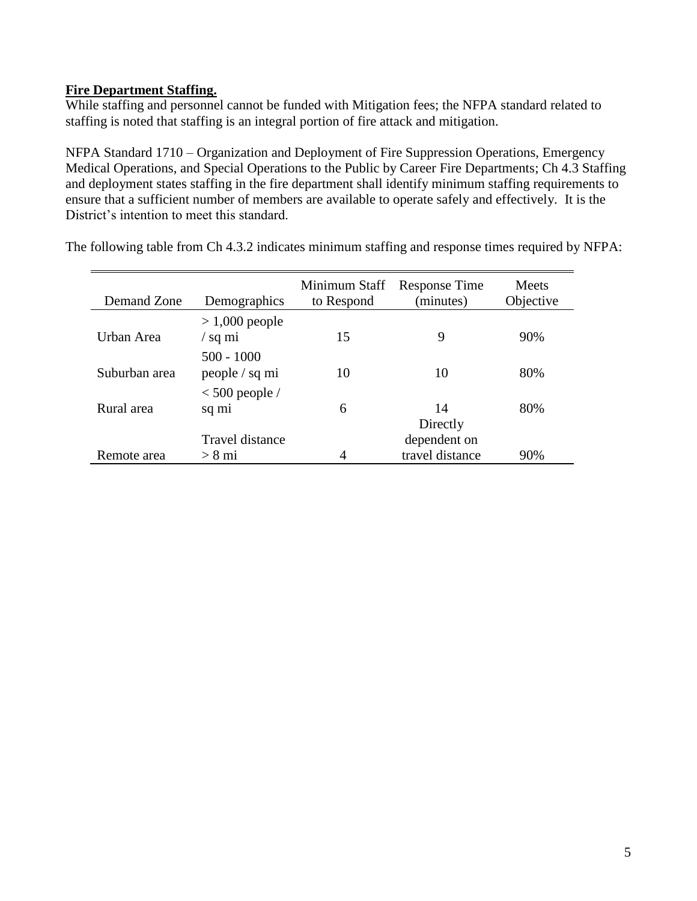**Fire Department Staffing.**

While staffing and personnel cannot be funded with Mitigation fees; the NFPA standard related to staffing is noted that staffing is an integral portion of fire attack and mitigation.

NFPA Standard 1710 – Organization and Deployment of Fire Suppression Operations, Emergency Medical Operations, and Special Operations to the Public by Career Fire Departments; Ch 4.3 Staffing and deployment states staffing in the fire department shall identify minimum staffing requirements to ensure that a sufficient number of members are available to operate safely and effectively. It is the District's intention to meet this standard.

The following table from Ch 4.3.2 indicates minimum staffing and response times required by NFPA:

| Demand Zone | Demographics | Minimum Staff to Respond | Response Time (minutes) | Meets Objective |
|---|---|---|---|---|
| Urban Area | > 1,000 people / sq mi | 15 | 9 | 90% |
| Suburban area | 500 - 1000 people / sq mi | 10 | 10 | 80% |
| Rural area | < 500 people / sq mi | 6 | 14 | 80% |
| Remote area | Travel distance > 8 mi | 4 | Directly dependent on travel distance | 90% |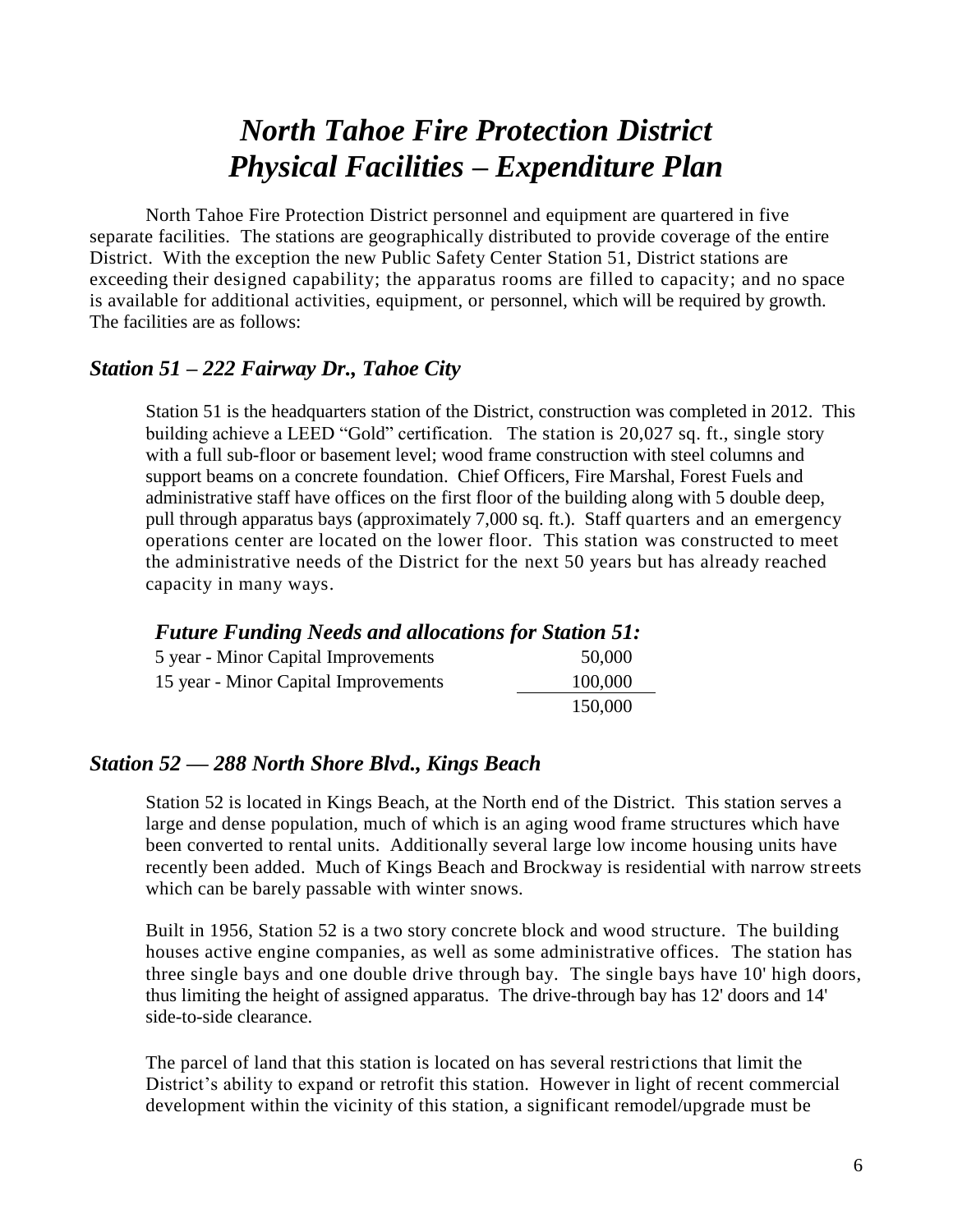# *North Tahoe Fire Protection District Physical Facilities – Expenditure Plan*

North Tahoe Fire Protection District personnel and equipment are quartered in five separate facilities. The stations are geographically distributed to provide coverage of the entire District. With the exception the new Public Safety Center Station 51, District stations are exceeding their designed capability; the apparatus rooms are filled to capacity; and no space is available for additional activities, equipment, or personnel, which will be required by growth. The facilities are as follows:

### *Station 51 – 222 Fairway Dr., Tahoe City*

Station 51 is the headquarters station of the District, construction was completed in 2012. This building achieve a LEED "Gold" certification. The station is 20,027 sq. ft., single story with a full sub-floor or basement level; wood frame construction with steel columns and support beams on a concrete foundation. Chief Officers, Fire Marshal, Forest Fuels and administrative staff have offices on the first floor of the building along with 5 double deep, pull through apparatus bays (approximately 7,000 sq. ft.). Staff quarters and an emergency operations center are located on the lower floor. This station was constructed to meet the administrative needs of the District for the next 50 years but has already reached capacity in many ways.

#### *Future Funding Needs and allocations for Station 51:*

| | |
|---|---:|
| 5 year - Minor Capital Improvements | 50,000 |
| 15 year - Minor Capital Improvements | 100,000 |
| | 150,000 |

### *Station 52 — 288 North Shore Blvd., Kings Beach*

Station 52 is located in Kings Beach, at the North end of the District. This station serves a large and dense population, much of which is an aging wood frame structures which have been converted to rental units. Additionally several large low income housing units have recently been added. Much of Kings Beach and Brockway is residential with narrow streets which can be barely passable with winter snows.

Built in 1956, Station 52 is a two story concrete block and wood structure. The building houses active engine companies, as well as some administrative offices. The station has three single bays and one double drive through bay. The single bays have 10' high doors, thus limiting the height of assigned apparatus. The drive-through bay has 12' doors and 14' side-to-side clearance.

The parcel of land that this station is located on has several restrictions that limit the District's ability to expand or retrofit this station. However in light of recent commercial development within the vicinity of this station, a significant remodel/upgrade must be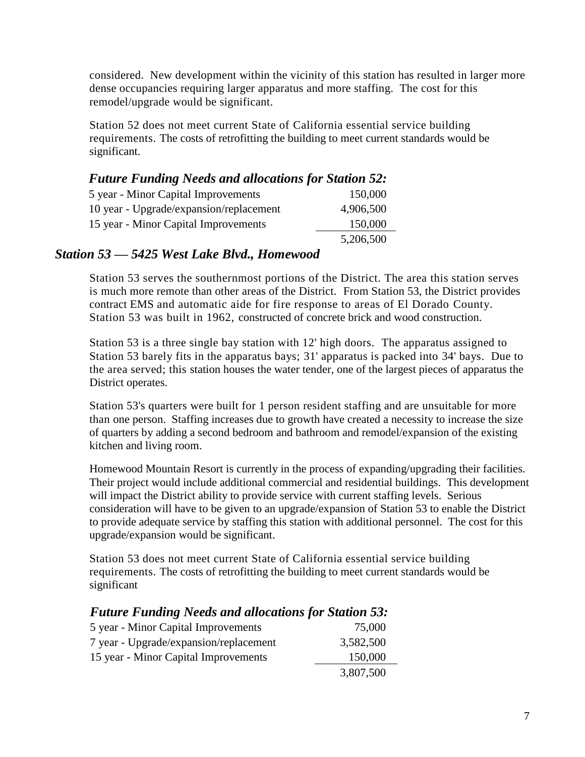considered. New development within the vicinity of this station has resulted in larger more dense occupancies requiring larger apparatus and more staffing. The cost for this remodel/upgrade would be significant.

Station 52 does not meet current State of California essential service building requirements. The costs of retrofitting the building to meet current standards would be significant.

### *Future Funding Needs and allocations for Station 52:*

| | |
|---|---:|
| 5 year - Minor Capital Improvements | 150,000 |
| 10 year - Upgrade/expansion/replacement | 4,906,500 |
| 15 year - Minor Capital Improvements | 150,000 |
| | 5,206,500 |

## *Station 53 — 5425 West Lake Blvd., Homewood*

Station 53 serves the southernmost portions of the District. The area this station serves is much more remote than other areas of the District. From Station 53, the District provides contract EMS and automatic aide for fire response to areas of El Dorado County. Station 53 was built in 1962, constructed of concrete brick and wood construction.

Station 53 is a three single bay station with 12' high doors. The apparatus assigned to Station 53 barely fits in the apparatus bays; 31' apparatus is packed into 34' bays. Due to the area served; this station houses the water tender, one of the largest pieces of apparatus the District operates.

Station 53's quarters were built for 1 person resident staffing and are unsuitable for more than one person. Staffing increases due to growth have created a necessity to increase the size of quarters by adding a second bedroom and bathroom and remodel/expansion of the existing kitchen and living room.

Homewood Mountain Resort is currently in the process of expanding/upgrading their facilities. Their project would include additional commercial and residential buildings. This development will impact the District ability to provide service with current staffing levels. Serious consideration will have to be given to an upgrade/expansion of Station 53 to enable the District to provide adequate service by staffing this station with additional personnel. The cost for this upgrade/expansion would be significant.

Station 53 does not meet current State of California essential service building requirements. The costs of retrofitting the building to meet current standards would be significant

### *Future Funding Needs and allocations for Station 53:*

| | |
|---|---:|
| 5 year - Minor Capital Improvements | 75,000 |
| 7 year - Upgrade/expansion/replacement | 3,582,500 |
| 15 year - Minor Capital Improvements | 150,000 |
| | 3,807,500 |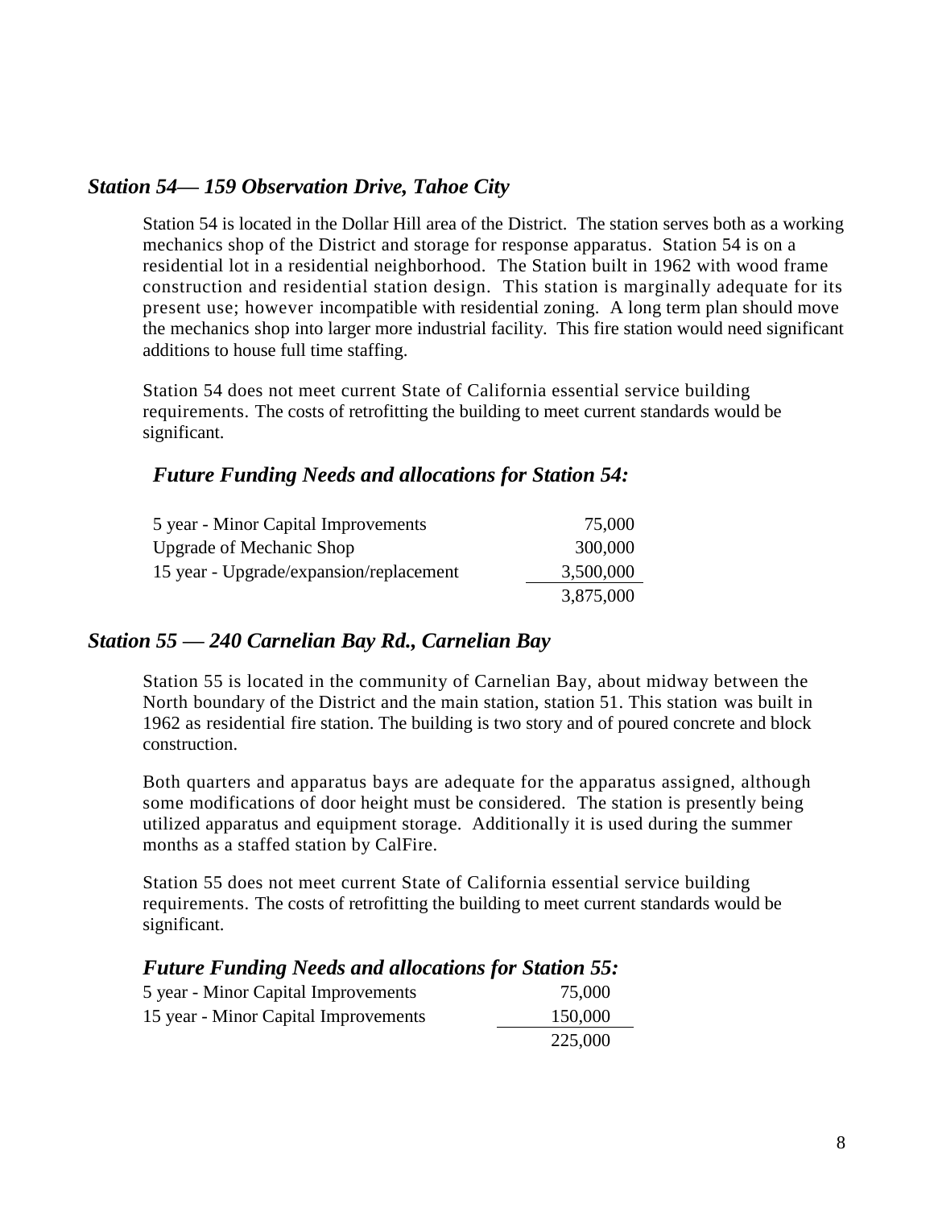### *Station 54— 159 Observation Drive, Tahoe City*

Station 54 is located in the Dollar Hill area of the District. The station serves both as a working mechanics shop of the District and storage for response apparatus. Station 54 is on a residential lot in a residential neighborhood. The Station built in 1962 with wood frame construction and residential station design. This station is marginally adequate for its present use; however incompatible with residential zoning. A long term plan should move the mechanics shop into larger more industrial facility. This fire station would need significant additions to house full time staffing.

Station 54 does not meet current State of California essential service building requirements. The costs of retrofitting the building to meet current standards would be significant.

#### *Future Funding Needs and allocations for Station 54:*

| | |
|---|---:|
| 5 year - Minor Capital Improvements | 75,000 |
| Upgrade of Mechanic Shop | 300,000 |
| 15 year - Upgrade/expansion/replacement | 3,500,000 |
| | 3,875,000 |

### *Station 55 — 240 Carnelian Bay Rd., Carnelian Bay*

Station 55 is located in the community of Carnelian Bay, about midway between the North boundary of the District and the main station, station 51. This station was built in 1962 as residential fire station. The building is two story and of poured concrete and block construction.

Both quarters and apparatus bays are adequate for the apparatus assigned, although some modifications of door height must be considered. The station is presently being utilized apparatus and equipment storage. Additionally it is used during the summer months as a staffed station by CalFire.

Station 55 does not meet current State of California essential service building requirements. The costs of retrofitting the building to meet current standards would be significant.

#### *Future Funding Needs and allocations for Station 55:*

| | |
|---|---:|
| 5 year - Minor Capital Improvements | 75,000 |
| 15 year - Minor Capital Improvements | 150,000 |
| | 225,000 |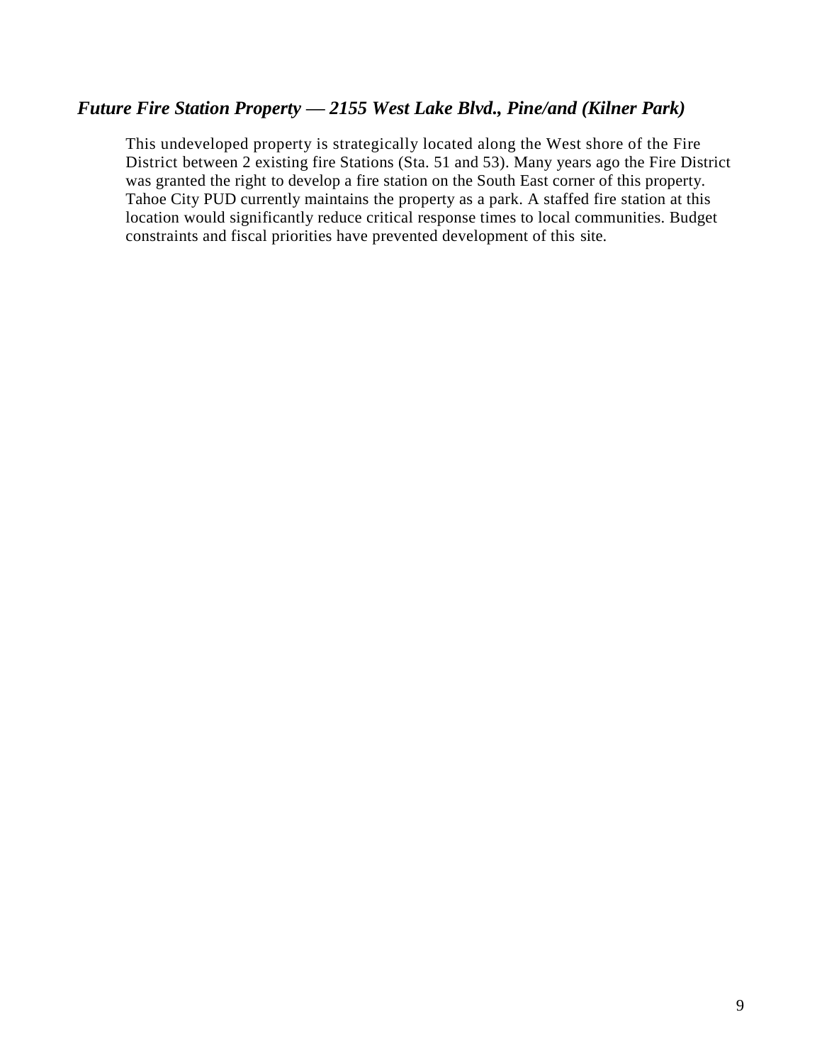### ***Future Fire Station Property — 2155 West Lake Blvd., Pine/and (Kilner Park)***

This undeveloped property is strategically located along the West shore of the Fire District between 2 existing fire Stations (Sta. 51 and 53). Many years ago the Fire District was granted the right to develop a fire station on the South East corner of this property. Tahoe City PUD currently maintains the property as a park. A staffed fire station at this location would significantly reduce critical response times to local communities. Budget constraints and fiscal priorities have prevented development of this site.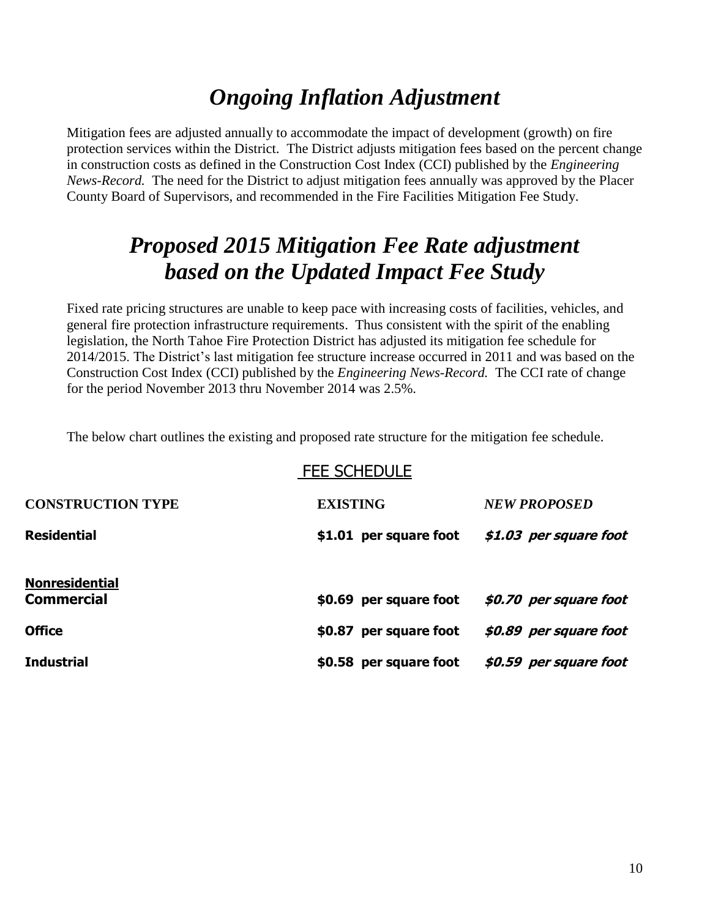# *Ongoing Inflation Adjustment*

Mitigation fees are adjusted annually to accommodate the impact of development (growth) on fire protection services within the District. The District adjusts mitigation fees based on the percent change in construction costs as defined in the Construction Cost Index (CCI) published by the *Engineering News-Record.* The need for the District to adjust mitigation fees annually was approved by the Placer County Board of Supervisors, and recommended in the Fire Facilities Mitigation Fee Study.

# *Proposed 2015 Mitigation Fee Rate adjustment based on the Updated Impact Fee Study*

Fixed rate pricing structures are unable to keep pace with increasing costs of facilities, vehicles, and general fire protection infrastructure requirements. Thus consistent with the spirit of the enabling legislation, the North Tahoe Fire Protection District has adjusted its mitigation fee schedule for 2014/2015. The District's last mitigation fee structure increase occurred in 2011 and was based on the Construction Cost Index (CCI) published by the *Engineering News-Record.* The CCI rate of change for the period November 2013 thru November 2014 was 2.5%.

The below chart outlines the existing and proposed rate structure for the mitigation fee schedule.

## FEE SCHEDULE

| CONSTRUCTION TYPE | EXISTING | *NEW PROPOSED* |
|---|---|---|
| **Residential** | **$1.01 per square foot** | ***$1.03 per square foot*** |
| **Nonresidential** | | |
| **Commercial** | **$0.69 per square foot** | ***$0.70 per square foot*** |
| **Office** | **$0.87 per square foot** | ***$0.89 per square foot*** |
| **Industrial** | **$0.58 per square foot** | ***$0.59 per square foot*** |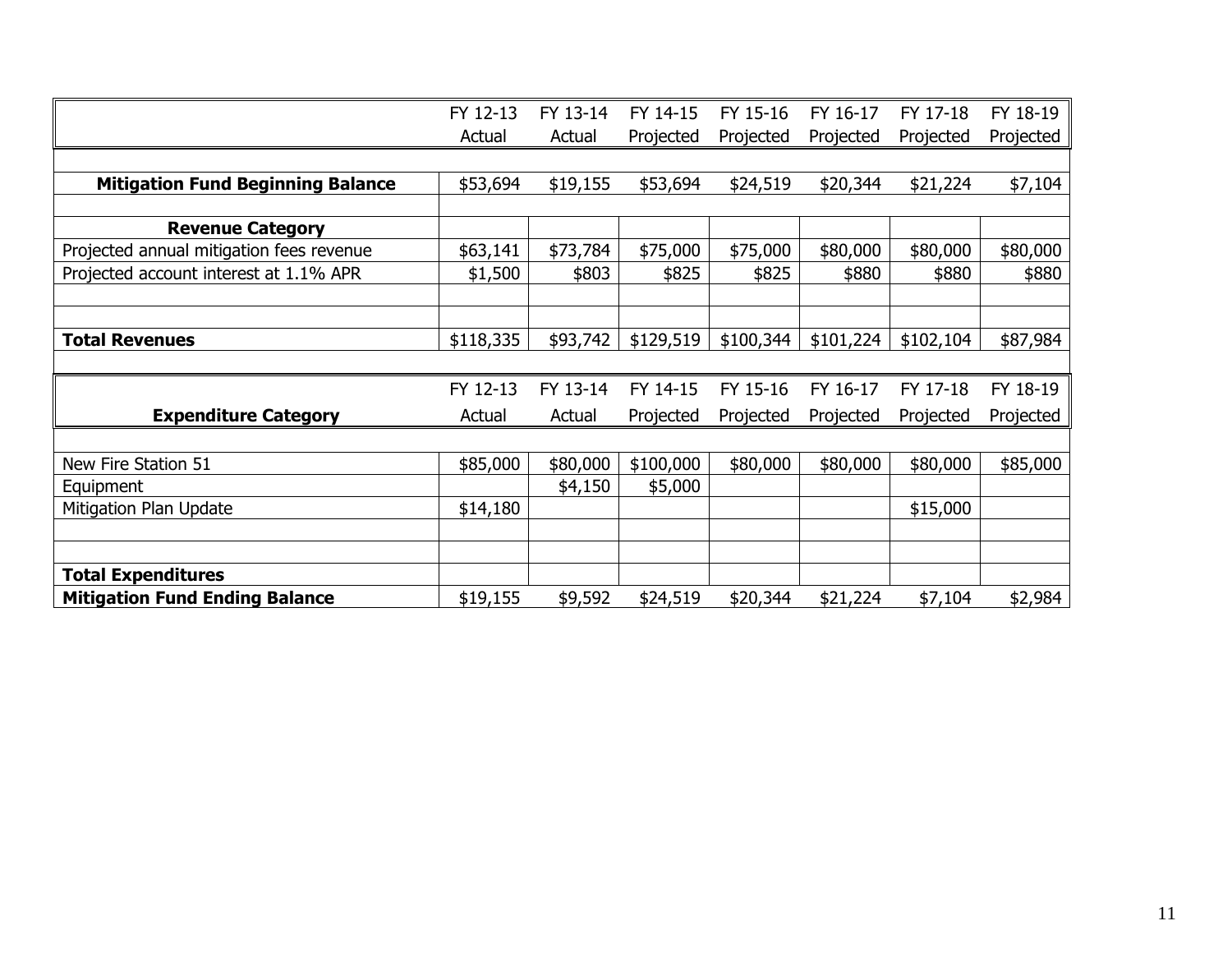| | FY 12-13 Actual | FY 13-14 Actual | FY 14-15 Projected | FY 15-16 Projected | FY 16-17 Projected | FY 17-18 Projected | FY 18-19 Projected |
|---|---|---|---|---|---|---|---|
| **Mitigation Fund Beginning Balance** | \$53,694 | \$19,155 | \$53,694 | \$24,519 | \$20,344 | \$21,224 | \$7,104 |
| **Revenue Category** | | | | | | | |
| Projected annual mitigation fees revenue | \$63,141 | \$73,784 | \$75,000 | \$75,000 | \$80,000 | \$80,000 | \$80,000 |
| Projected account interest at 1.1% APR | \$1,500 | \$803 | \$825 | \$825 | \$880 | \$880 | \$880 |
| | | | | | | | |
| | | | | | | | |
| **Total Revenues** | \$118,335 | \$93,742 | \$129,519 | \$100,344 | \$101,224 | \$102,104 | \$87,984 |
| **Expenditure Category** | FY 12-13 Actual | FY 13-14 Actual | FY 14-15 Projected | FY 15-16 Projected | FY 16-17 Projected | FY 17-18 Projected | FY 18-19 Projected |
| New Fire Station 51 | \$85,000 | \$80,000 | \$100,000 | \$80,000 | \$80,000 | \$80,000 | \$85,000 |
| Equipment | | \$4,150 | \$5,000 | | | | |
| Mitigation Plan Update | \$14,180 | | | | | \$15,000 | |
| | | | | | | | |
| | | | | | | | |
| **Total Expenditures** | | | | | | | |
| **Mitigation Fund Ending Balance** | \$19,155 | \$9,592 | \$24,519 | \$20,344 | \$21,224 | \$7,104 | \$2,984 |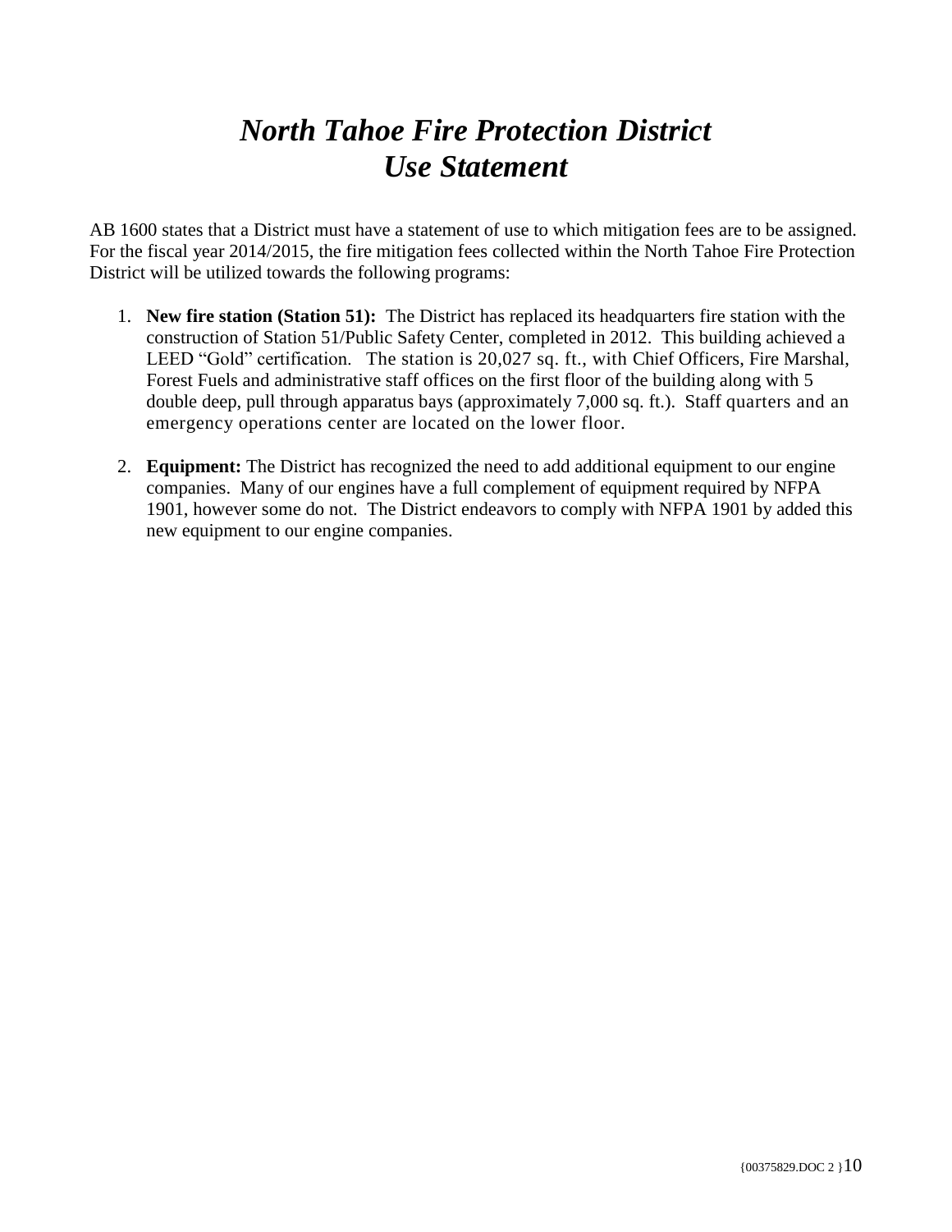# *North Tahoe Fire Protection District Use Statement*

AB 1600 states that a District must have a statement of use to which mitigation fees are to be assigned. For the fiscal year 2014/2015, the fire mitigation fees collected within the North Tahoe Fire Protection District will be utilized towards the following programs:

1. **New fire station (Station 51):** The District has replaced its headquarters fire station with the construction of Station 51/Public Safety Center, completed in 2012. This building achieved a LEED "Gold" certification. The station is 20,027 sq. ft., with Chief Officers, Fire Marshal, Forest Fuels and administrative staff offices on the first floor of the building along with 5 double deep, pull through apparatus bays (approximately 7,000 sq. ft.). Staff quarters and an emergency operations center are located on the lower floor.

2. **Equipment:** The District has recognized the need to add additional equipment to our engine companies. Many of our engines have a full complement of equipment required by NFPA 1901, however some do not. The District endeavors to comply with NFPA 1901 by added this new equipment to our engine companies.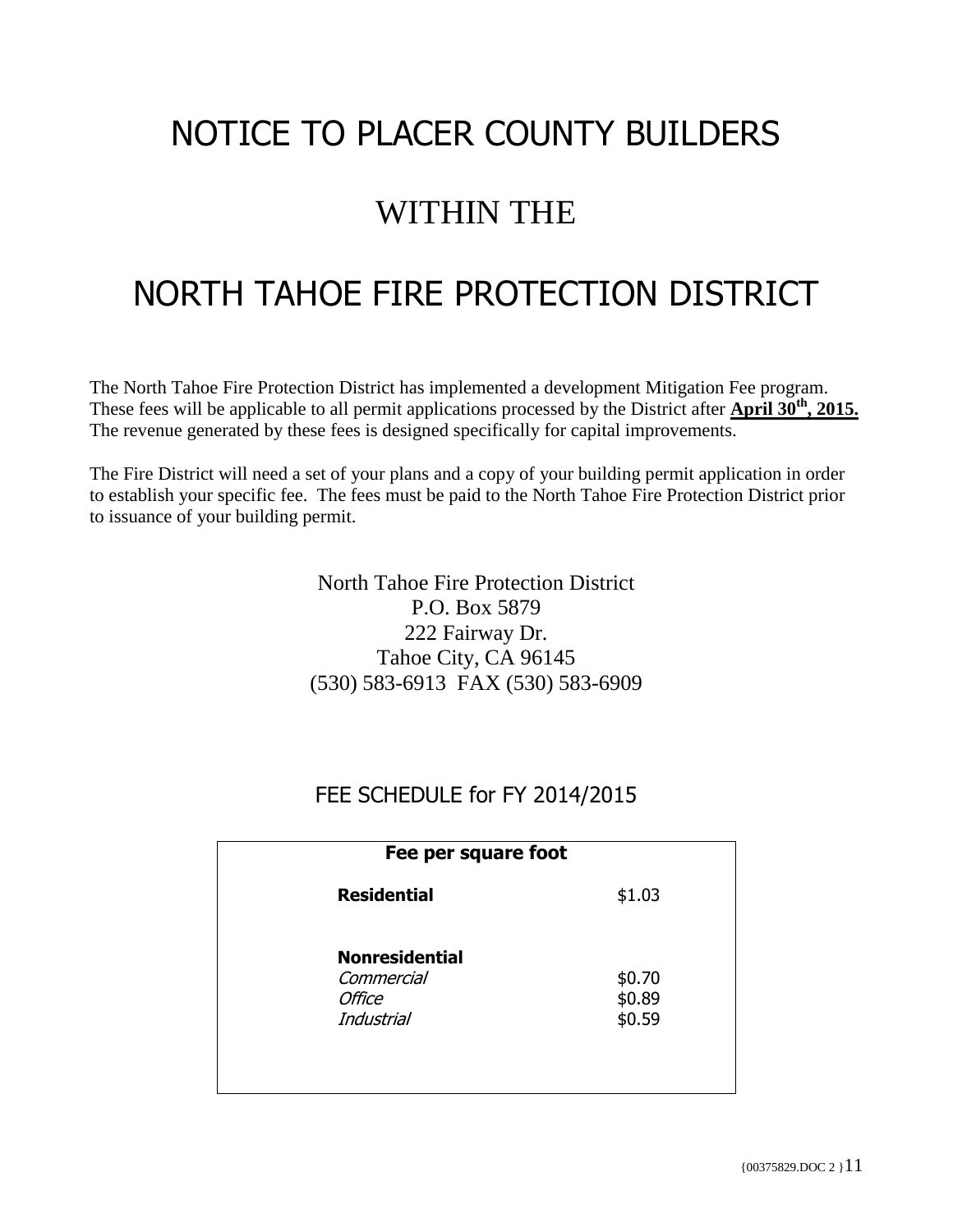# NOTICE TO PLACER COUNTY BUILDERS

# WITHIN THE

# NORTH TAHOE FIRE PROTECTION DISTRICT

The North Tahoe Fire Protection District has implemented a development Mitigation Fee program. These fees will be applicable to all permit applications processed by the District after **April 30th, 2015.** The revenue generated by these fees is designed specifically for capital improvements.

The Fire District will need a set of your plans and a copy of your building permit application in order to establish your specific fee. The fees must be paid to the North Tahoe Fire Protection District prior to issuance of your building permit.

North Tahoe Fire Protection District
P.O. Box 5879
222 Fairway Dr.
Tahoe City, CA 96145
(530) 583-6913 FAX (530) 583-6909

## FEE SCHEDULE for FY 2014/2015

| Fee per square foot | |
|---|---|
| **Residential** | $1.03 |
| **Nonresidential** | |
| *Commercial* | $0.70 |
| *Office* | $0.89 |
| *Industrial* | $0.59 |